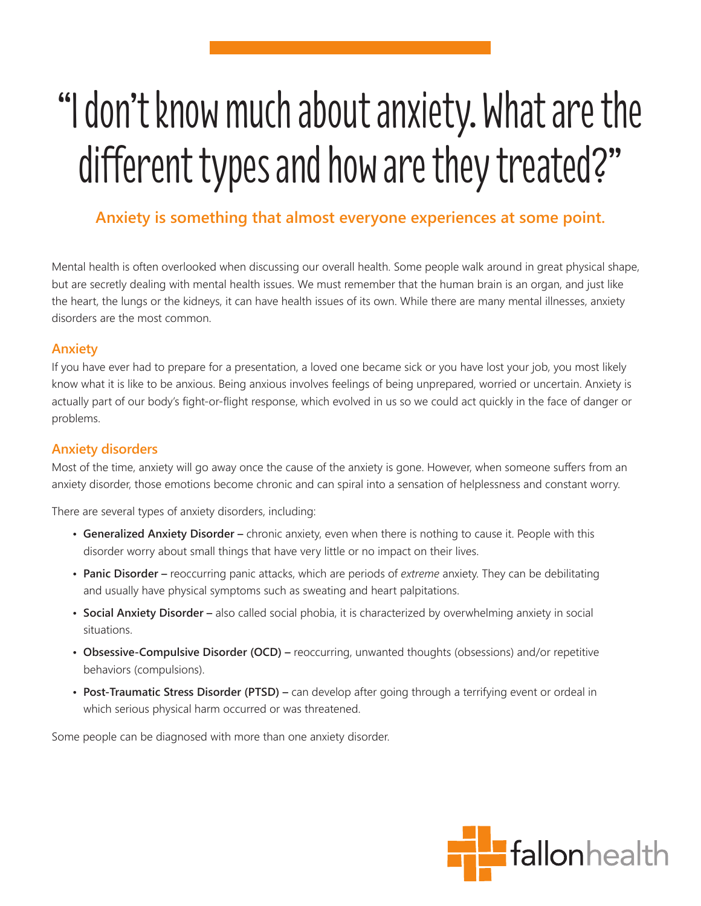# "I don't know much about anxiety. What are the different types and how are they treated?"

**Anxiety is something that almost everyone experiences at some point.**

Mental health is often overlooked when discussing our overall health. Some people walk around in great physical shape, but are secretly dealing with mental health issues. We must remember that the human brain is an organ, and just like the heart, the lungs or the kidneys, it can have health issues of its own. While there are many mental illnesses, anxiety disorders are the most common.

## Anxiety

If you have ever had to prepare for a presentation, a loved one became sick or you have lost your job, you most likely know what it is like to be anxious. Being anxious involves feelings of being unprepared, worried or uncertain. Anxiety is actually part of our body's fight-or-flight response, which evolved in us so we could act quickly in the face of danger or problems.

## Anxiety disorders

Most of the time, anxiety will go away once the cause of the anxiety is gone. However, when someone suffers from an anxiety disorder, those emotions become chronic and can spiral into a sensation of helplessness and constant worry.

There are several types of anxiety disorders, including:

- **Generalized Anxiety Disorder –** chronic anxiety, even when there is nothing to cause it. People with this disorder worry about small things that have very little or no impact on their lives.
- **Panic Disorder –** reoccurring panic attacks, which are periods of *extreme* anxiety. They can be debilitating and usually have physical symptoms such as sweating and heart palpitations.
- **Social Anxiety Disorder –** also called social phobia, it is characterized by overwhelming anxiety in social situations.
- **Obsessive-Compulsive Disorder (OCD) –** reoccurring, unwanted thoughts (obsessions) and/or repetitive behaviors (compulsions).
- **Post-Traumatic Stress Disorder (PTSD) –** can develop after going through a terrifying event or ordeal in which serious physical harm occurred or was threatened.

Some people can be diagnosed with more than one anxiety disorder.

fallonhealth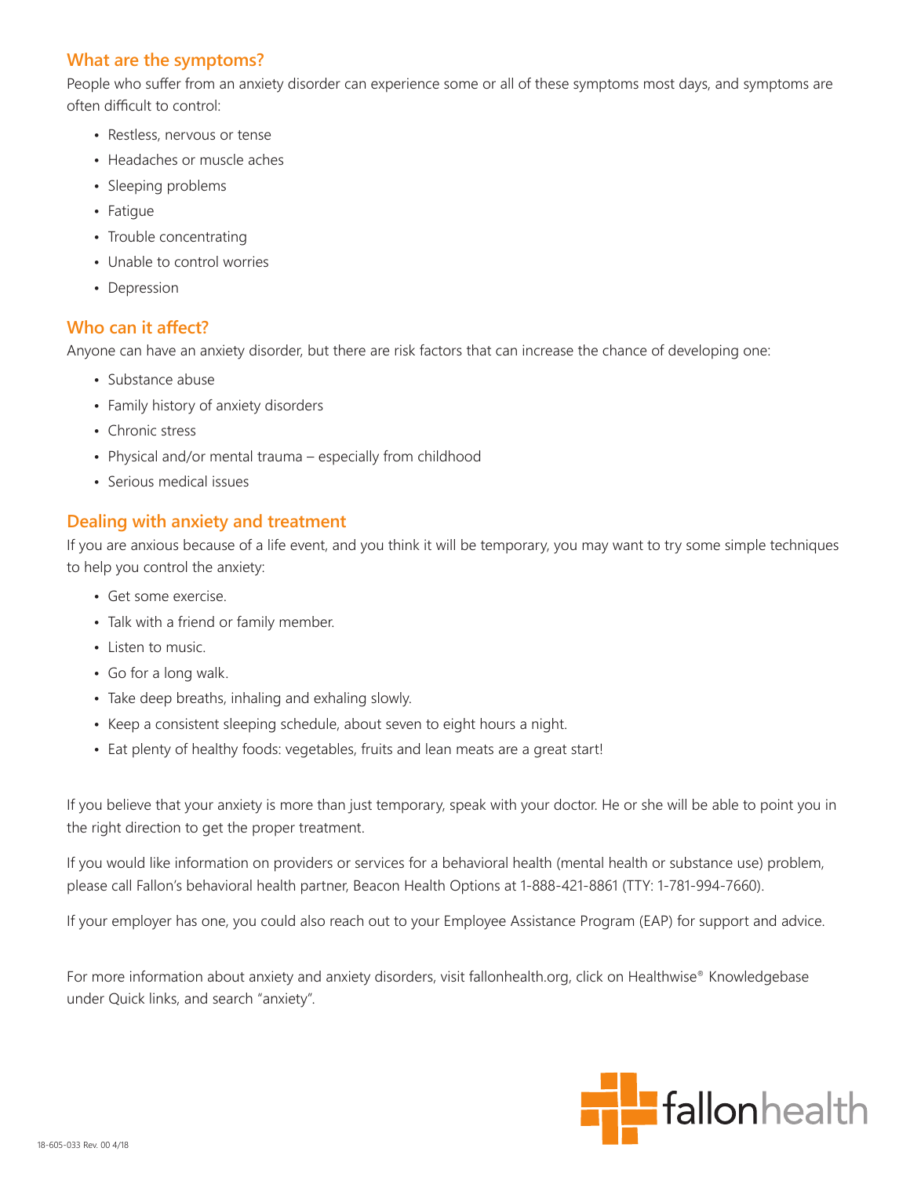## What are the symptoms?

People who suffer from an anxiety disorder can experience some or all of these symptoms most days, and symptoms are often difficult to control:

- Restless, nervous or tense
- Headaches or muscle aches
- Sleeping problems
- Fatigue
- Trouble concentrating
- Unable to control worries
- Depression

## Who can it affect?

Anyone can have an anxiety disorder, but there are risk factors that can increase the chance of developing one:

- Substance abuse
- Family history of anxiety disorders
- Chronic stress
- Physical and/or mental trauma – especially from childhood
- Serious medical issues

## Dealing with anxiety and treatment

If you are anxious because of a life event, and you think it will be temporary, you may want to try some simple techniques to help you control the anxiety:

- Get some exercise.
- Talk with a friend or family member.
- Listen to music.
- Go for a long walk.
- Take deep breaths, inhaling and exhaling slowly.
- Keep a consistent sleeping schedule, about seven to eight hours a night.
- Eat plenty of healthy foods: vegetables, fruits and lean meats are a great start!

If you believe that your anxiety is more than just temporary, speak with your doctor. He or she will be able to point you in the right direction to get the proper treatment.

If you would like information on providers or services for a behavioral health (mental health or substance use) problem, please call Fallon's behavioral health partner, Beacon Health Options at 1-888-421-8861 (TTY: 1-781-994-7660).

If your employer has one, you could also reach out to your Employee Assistance Program (EAP) for support and advice.

For more information about anxiety and anxiety disorders, visit fallonhealth.org, click on Healthwise® Knowledgebase under Quick links, and search "anxiety".

fallonhealth

18-605-033 Rev. 00 4/18